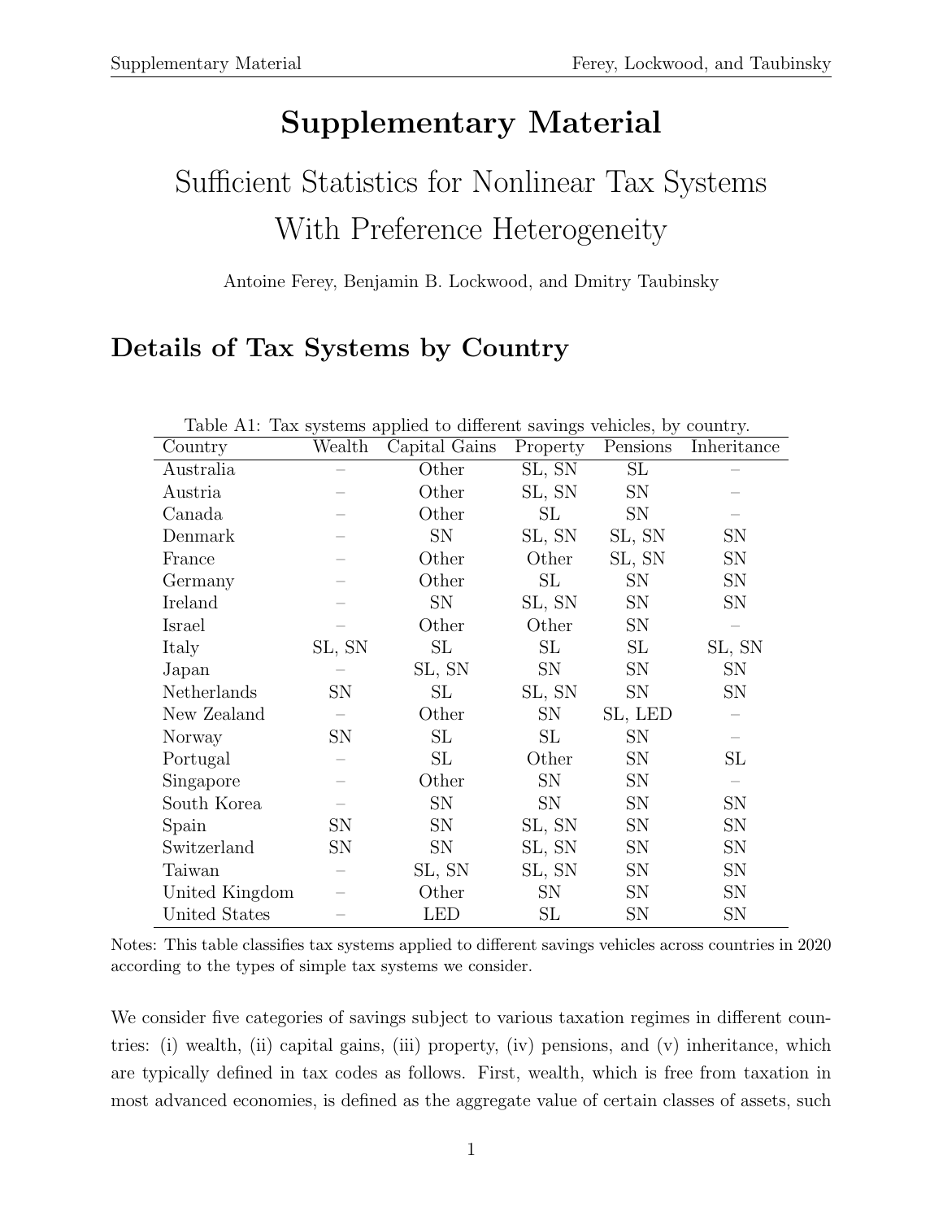# Supplementary Material

## Sufficient Statistics for Nonlinear Tax Systems With Preference Heterogeneity

Antoine Ferey, Benjamin B. Lockwood, and Dmitry Taubinsky

## Details of Tax Systems by Country

Table A1: Tax systems applied to different savings vehicles, by country.

| Country | Wealth | Capital Gains | Property | Pensions | Inheritance |
|---|---|---|---|---|---|
| Australia | – | Other | SL, SN | SL | – |
| Austria | – | Other | SL, SN | SN | – |
| Canada | – | Other | SL | SN | – |
| Denmark | – | SN | SL, SN | SL, SN | SN |
| France | – | Other | Other | SL, SN | SN |
| Germany | – | Other | SL | SN | SN |
| Ireland | – | SN | SL, SN | SN | SN |
| Israel | – | Other | Other | SN | – |
| Italy | SL, SN | SL | SL | SL | SL, SN |
| Japan | – | SL, SN | SN | SN | SN |
| Netherlands | SN | SL | SL, SN | SN | SN |
| New Zealand | – | Other | SN | SL, LED | – |
| Norway | SN | SL | SL | SN | – |
| Portugal | – | SL | Other | SN | SL |
| Singapore | – | Other | SN | SN | – |
| South Korea | – | SN | SN | SN | SN |
| Spain | SN | SN | SL, SN | SN | SN |
| Switzerland | SN | SN | SL, SN | SN | SN |
| Taiwan | – | SL, SN | SL, SN | SN | SN |
| United Kingdom | – | Other | SN | SN | SN |
| United States | – | LED | SL | SN | SN |

Notes: This table classifies tax systems applied to different savings vehicles across countries in 2020 according to the types of simple tax systems we consider.

We consider five categories of savings subject to various taxation regimes in different countries: (i) wealth, (ii) capital gains, (iii) property, (iv) pensions, and (v) inheritance, which are typically defined in tax codes as follows. First, wealth, which is free from taxation in most advanced economies, is defined as the aggregate value of certain classes of assets, such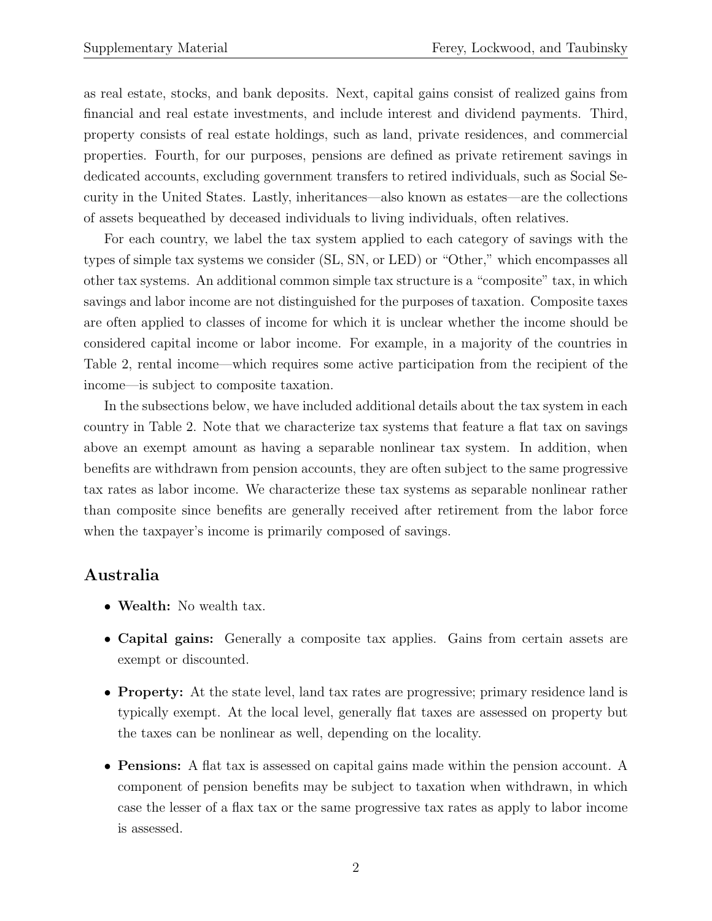as real estate, stocks, and bank deposits. Next, capital gains consist of realized gains from financial and real estate investments, and include interest and dividend payments. Third, property consists of real estate holdings, such as land, private residences, and commercial properties. Fourth, for our purposes, pensions are defined as private retirement savings in dedicated accounts, excluding government transfers to retired individuals, such as Social Security in the United States. Lastly, inheritances—also known as estates—are the collections of assets bequeathed by deceased individuals to living individuals, often relatives.

For each country, we label the tax system applied to each category of savings with the types of simple tax systems we consider (SL, SN, or LED) or "Other," which encompasses all other tax systems. An additional common simple tax structure is a "composite" tax, in which savings and labor income are not distinguished for the purposes of taxation. Composite taxes are often applied to classes of income for which it is unclear whether the income should be considered capital income or labor income. For example, in a majority of the countries in Table 2, rental income—which requires some active participation from the recipient of the income—is subject to composite taxation.

In the subsections below, we have included additional details about the tax system in each country in Table 2. Note that we characterize tax systems that feature a flat tax on savings above an exempt amount as having a separable nonlinear tax system. In addition, when benefits are withdrawn from pension accounts, they are often subject to the same progressive tax rates as labor income. We characterize these tax systems as separable nonlinear rather than composite since benefits are generally received after retirement from the labor force when the taxpayer's income is primarily composed of savings.

## Australia

- **Wealth:** No wealth tax.
- **Capital gains:** Generally a composite tax applies. Gains from certain assets are exempt or discounted.
- **Property:** At the state level, land tax rates are progressive; primary residence land is typically exempt. At the local level, generally flat taxes are assessed on property but the taxes can be nonlinear as well, depending on the locality.
- **Pensions:** A flat tax is assessed on capital gains made within the pension account. A component of pension benefits may be subject to taxation when withdrawn, in which case the lesser of a flax tax or the same progressive tax rates as apply to labor income is assessed.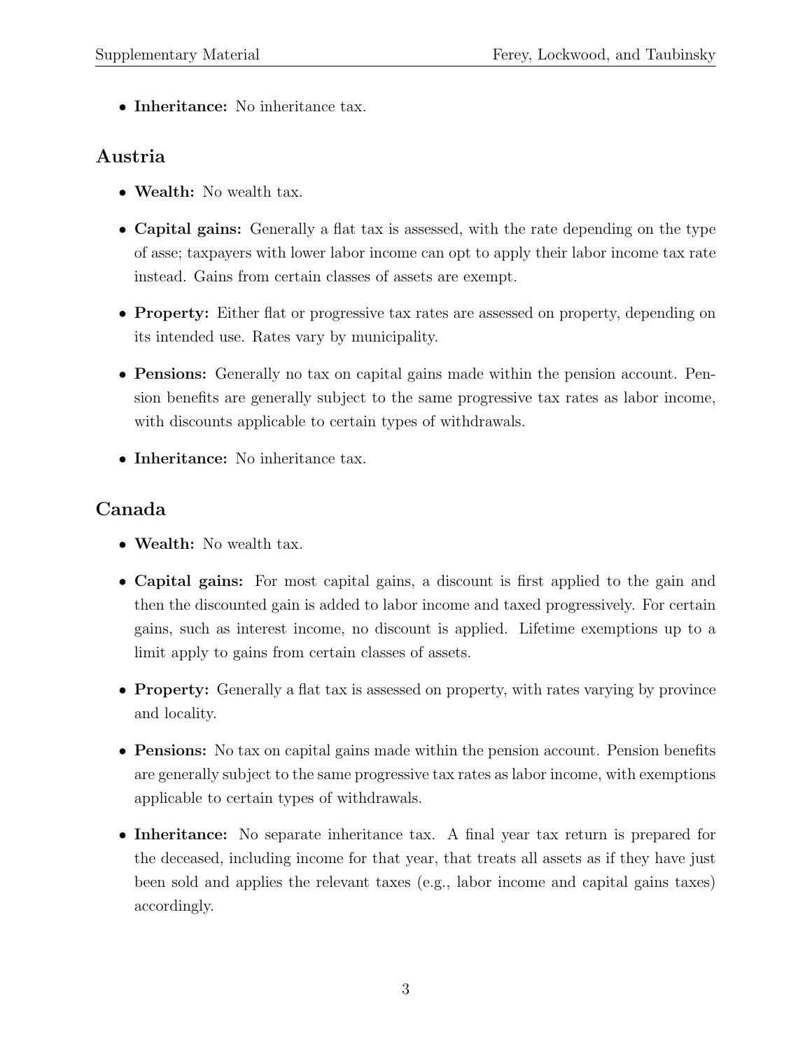- **Inheritance:** No inheritance tax.

## Austria

- **Wealth:** No wealth tax.
- **Capital gains:** Generally a flat tax is assessed, with the rate depending on the type of asse; taxpayers with lower labor income can opt to apply their labor income tax rate instead. Gains from certain classes of assets are exempt.
- **Property:** Either flat or progressive tax rates are assessed on property, depending on its intended use. Rates vary by municipality.
- **Pensions:** Generally no tax on capital gains made within the pension account. Pension benefits are generally subject to the same progressive tax rates as labor income, with discounts applicable to certain types of withdrawals.
- **Inheritance:** No inheritance tax.

## Canada

- **Wealth:** No wealth tax.
- **Capital gains:** For most capital gains, a discount is first applied to the gain and then the discounted gain is added to labor income and taxed progressively. For certain gains, such as interest income, no discount is applied. Lifetime exemptions up to a limit apply to gains from certain classes of assets.
- **Property:** Generally a flat tax is assessed on property, with rates varying by province and locality.
- **Pensions:** No tax on capital gains made within the pension account. Pension benefits are generally subject to the same progressive tax rates as labor income, with exemptions applicable to certain types of withdrawals.
- **Inheritance:** No separate inheritance tax. A final year tax return is prepared for the deceased, including income for that year, that treats all assets as if they have just been sold and applies the relevant taxes (e.g., labor income and capital gains taxes) accordingly.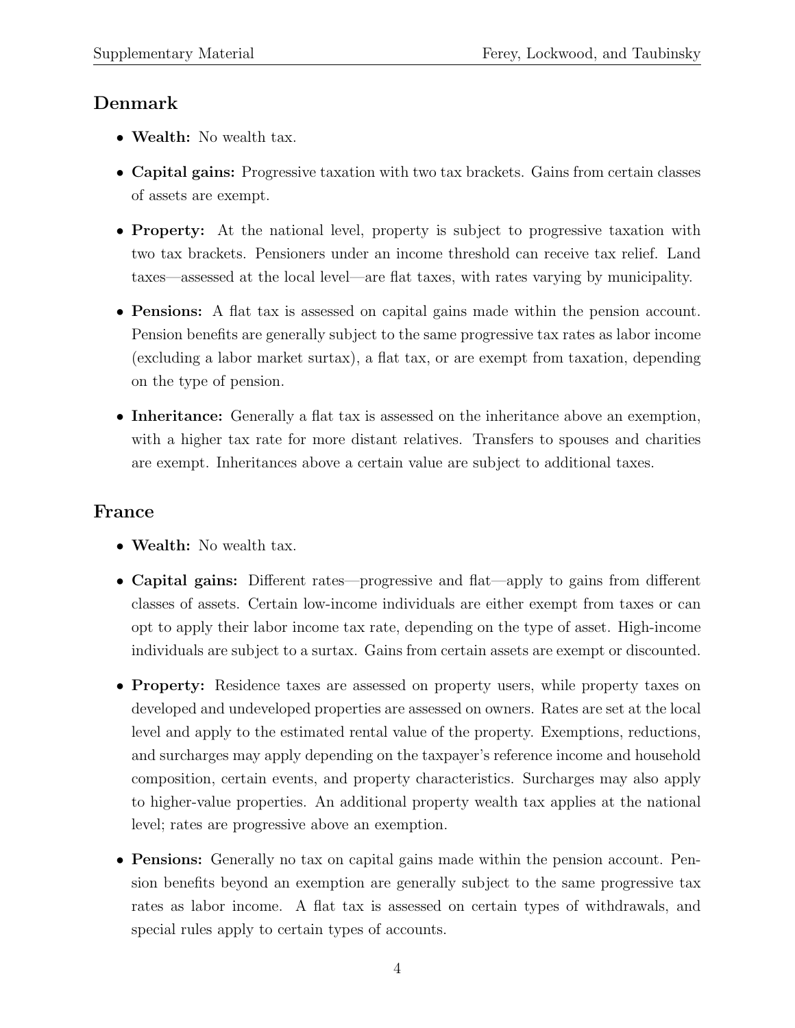## Denmark

- **Wealth:** No wealth tax.
- **Capital gains:** Progressive taxation with two tax brackets. Gains from certain classes of assets are exempt.
- **Property:** At the national level, property is subject to progressive taxation with two tax brackets. Pensioners under an income threshold can receive tax relief. Land taxes—assessed at the local level—are flat taxes, with rates varying by municipality.
- **Pensions:** A flat tax is assessed on capital gains made within the pension account. Pension benefits are generally subject to the same progressive tax rates as labor income (excluding a labor market surtax), a flat tax, or are exempt from taxation, depending on the type of pension.
- **Inheritance:** Generally a flat tax is assessed on the inheritance above an exemption, with a higher tax rate for more distant relatives. Transfers to spouses and charities are exempt. Inheritances above a certain value are subject to additional taxes.

## France

- **Wealth:** No wealth tax.
- **Capital gains:** Different rates—progressive and flat—apply to gains from different classes of assets. Certain low-income individuals are either exempt from taxes or can opt to apply their labor income tax rate, depending on the type of asset. High-income individuals are subject to a surtax. Gains from certain assets are exempt or discounted.
- **Property:** Residence taxes are assessed on property users, while property taxes on developed and undeveloped properties are assessed on owners. Rates are set at the local level and apply to the estimated rental value of the property. Exemptions, reductions, and surcharges may apply depending on the taxpayer's reference income and household composition, certain events, and property characteristics. Surcharges may also apply to higher-value properties. An additional property wealth tax applies at the national level; rates are progressive above an exemption.
- **Pensions:** Generally no tax on capital gains made within the pension account. Pension benefits beyond an exemption are generally subject to the same progressive tax rates as labor income. A flat tax is assessed on certain types of withdrawals, and special rules apply to certain types of accounts.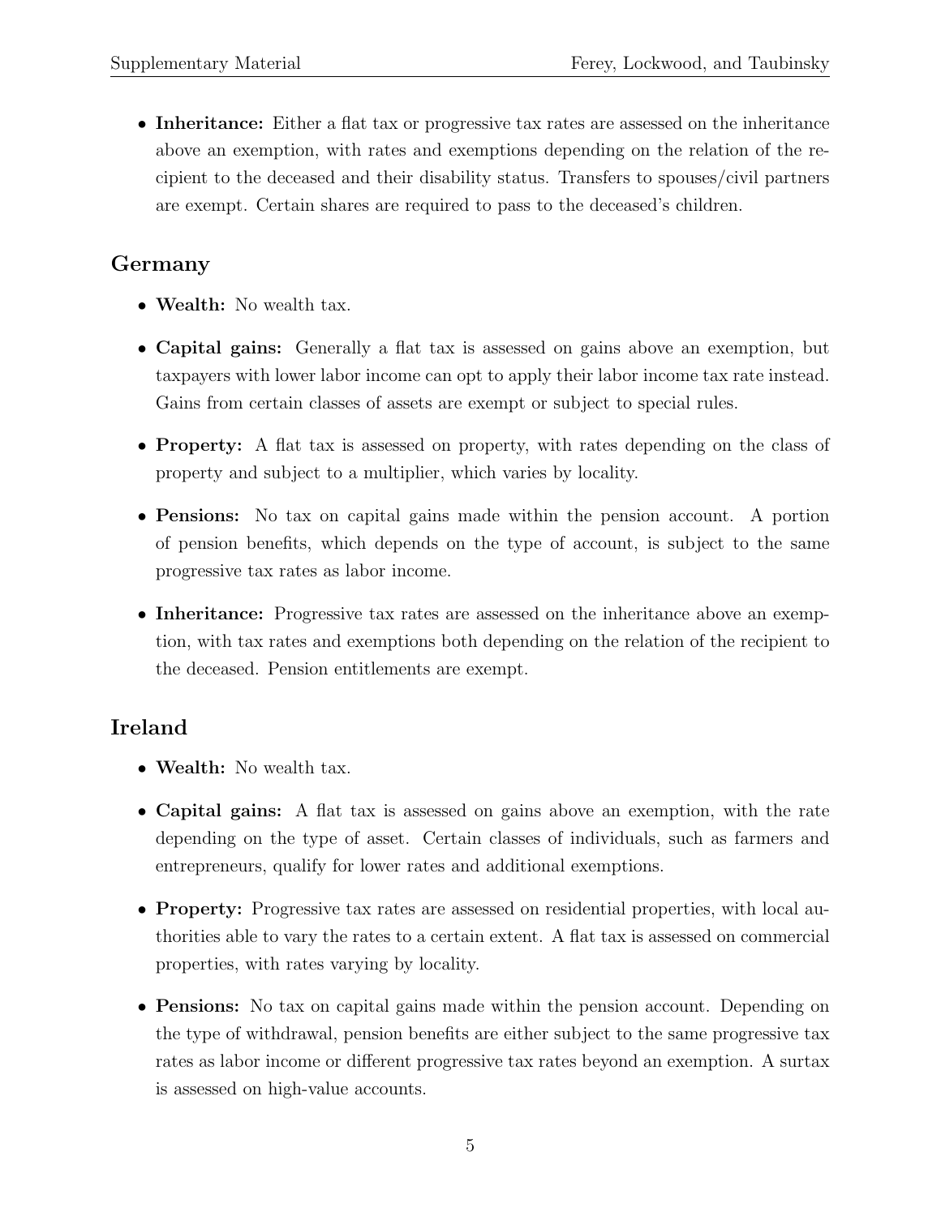- **Inheritance:** Either a flat tax or progressive tax rates are assessed on the inheritance above an exemption, with rates and exemptions depending on the relation of the recipient to the deceased and their disability status. Transfers to spouses/civil partners are exempt. Certain shares are required to pass to the deceased's children.

## Germany

- **Wealth:** No wealth tax.
- **Capital gains:** Generally a flat tax is assessed on gains above an exemption, but taxpayers with lower labor income can opt to apply their labor income tax rate instead. Gains from certain classes of assets are exempt or subject to special rules.
- **Property:** A flat tax is assessed on property, with rates depending on the class of property and subject to a multiplier, which varies by locality.
- **Pensions:** No tax on capital gains made within the pension account. A portion of pension benefits, which depends on the type of account, is subject to the same progressive tax rates as labor income.
- **Inheritance:** Progressive tax rates are assessed on the inheritance above an exemption, with tax rates and exemptions both depending on the relation of the recipient to the deceased. Pension entitlements are exempt.

## Ireland

- **Wealth:** No wealth tax.
- **Capital gains:** A flat tax is assessed on gains above an exemption, with the rate depending on the type of asset. Certain classes of individuals, such as farmers and entrepreneurs, qualify for lower rates and additional exemptions.
- **Property:** Progressive tax rates are assessed on residential properties, with local authorities able to vary the rates to a certain extent. A flat tax is assessed on commercial properties, with rates varying by locality.
- **Pensions:** No tax on capital gains made within the pension account. Depending on the type of withdrawal, pension benefits are either subject to the same progressive tax rates as labor income or different progressive tax rates beyond an exemption. A surtax is assessed on high-value accounts.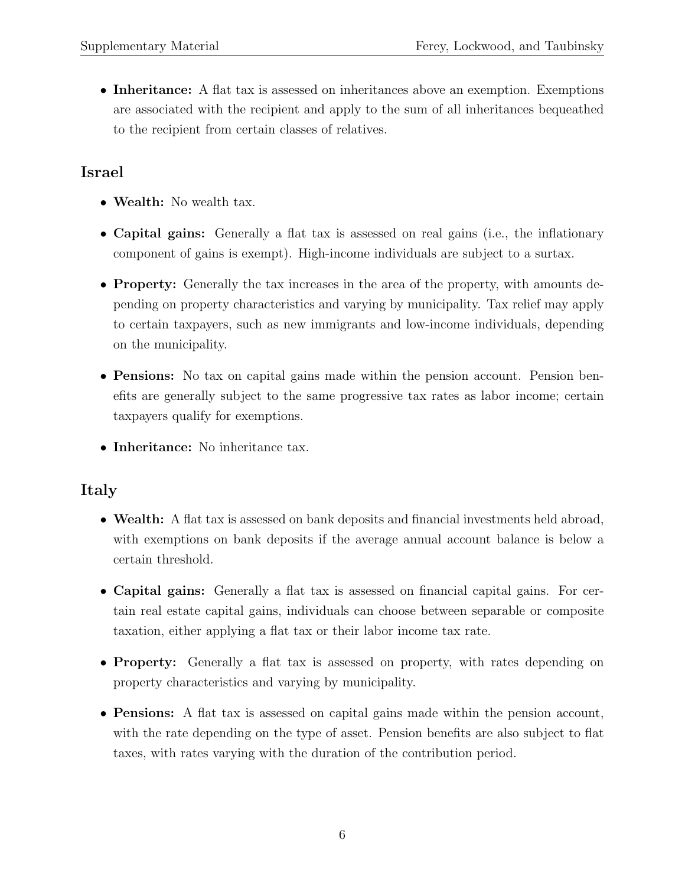- **Inheritance:** A flat tax is assessed on inheritances above an exemption. Exemptions are associated with the recipient and apply to the sum of all inheritances bequeathed to the recipient from certain classes of relatives.

## Israel

- **Wealth:** No wealth tax.
- **Capital gains:** Generally a flat tax is assessed on real gains (i.e., the inflationary component of gains is exempt). High-income individuals are subject to a surtax.
- **Property:** Generally the tax increases in the area of the property, with amounts depending on property characteristics and varying by municipality. Tax relief may apply to certain taxpayers, such as new immigrants and low-income individuals, depending on the municipality.
- **Pensions:** No tax on capital gains made within the pension account. Pension benefits are generally subject to the same progressive tax rates as labor income; certain taxpayers qualify for exemptions.
- **Inheritance:** No inheritance tax.

## Italy

- **Wealth:** A flat tax is assessed on bank deposits and financial investments held abroad, with exemptions on bank deposits if the average annual account balance is below a certain threshold.
- **Capital gains:** Generally a flat tax is assessed on financial capital gains. For certain real estate capital gains, individuals can choose between separable or composite taxation, either applying a flat tax or their labor income tax rate.
- **Property:** Generally a flat tax is assessed on property, with rates depending on property characteristics and varying by municipality.
- **Pensions:** A flat tax is assessed on capital gains made within the pension account, with the rate depending on the type of asset. Pension benefits are also subject to flat taxes, with rates varying with the duration of the contribution period.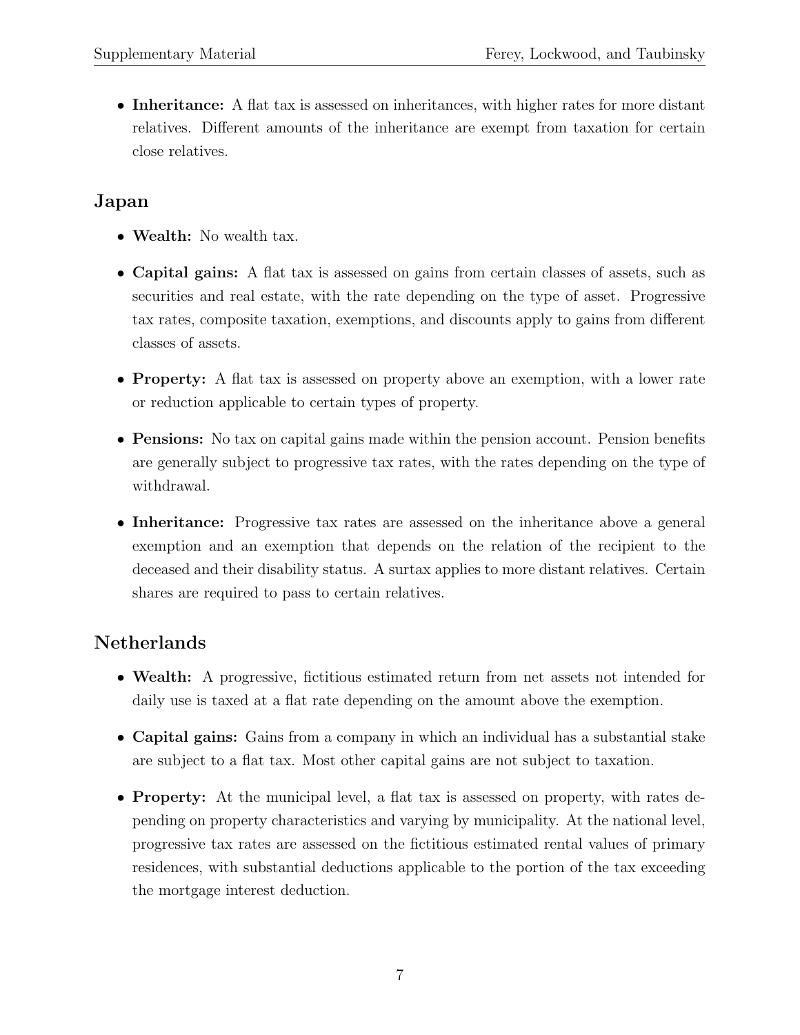- **Inheritance:** A flat tax is assessed on inheritances, with higher rates for more distant relatives. Different amounts of the inheritance are exempt from taxation for certain close relatives.

## Japan

- **Wealth:** No wealth tax.
- **Capital gains:** A flat tax is assessed on gains from certain classes of assets, such as securities and real estate, with the rate depending on the type of asset. Progressive tax rates, composite taxation, exemptions, and discounts apply to gains from different classes of assets.
- **Property:** A flat tax is assessed on property above an exemption, with a lower rate or reduction applicable to certain types of property.
- **Pensions:** No tax on capital gains made within the pension account. Pension benefits are generally subject to progressive tax rates, with the rates depending on the type of withdrawal.
- **Inheritance:** Progressive tax rates are assessed on the inheritance above a general exemption and an exemption that depends on the relation of the recipient to the deceased and their disability status. A surtax applies to more distant relatives. Certain shares are required to pass to certain relatives.

## Netherlands

- **Wealth:** A progressive, fictitious estimated return from net assets not intended for daily use is taxed at a flat rate depending on the amount above the exemption.
- **Capital gains:** Gains from a company in which an individual has a substantial stake are subject to a flat tax. Most other capital gains are not subject to taxation.
- **Property:** At the municipal level, a flat tax is assessed on property, with rates depending on property characteristics and varying by municipality. At the national level, progressive tax rates are assessed on the fictitious estimated rental values of primary residences, with substantial deductions applicable to the portion of the tax exceeding the mortgage interest deduction.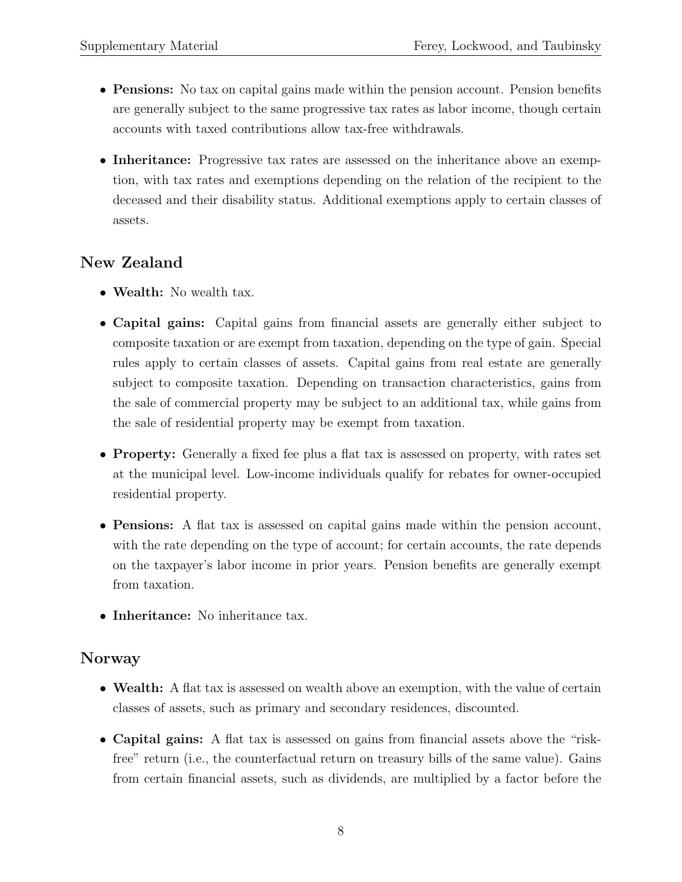- **Pensions:** No tax on capital gains made within the pension account. Pension benefits are generally subject to the same progressive tax rates as labor income, though certain accounts with taxed contributions allow tax-free withdrawals.

- **Inheritance:** Progressive tax rates are assessed on the inheritance above an exemption, with tax rates and exemptions depending on the relation of the recipient to the deceased and their disability status. Additional exemptions apply to certain classes of assets.

## New Zealand

- **Wealth:** No wealth tax.

- **Capital gains:** Capital gains from financial assets are generally either subject to composite taxation or are exempt from taxation, depending on the type of gain. Special rules apply to certain classes of assets. Capital gains from real estate are generally subject to composite taxation. Depending on transaction characteristics, gains from the sale of commercial property may be subject to an additional tax, while gains from the sale of residential property may be exempt from taxation.

- **Property:** Generally a fixed fee plus a flat tax is assessed on property, with rates set at the municipal level. Low-income individuals qualify for rebates for owner-occupied residential property.

- **Pensions:** A flat tax is assessed on capital gains made within the pension account, with the rate depending on the type of account; for certain accounts, the rate depends on the taxpayer's labor income in prior years. Pension benefits are generally exempt from taxation.

- **Inheritance:** No inheritance tax.

## Norway

- **Wealth:** A flat tax is assessed on wealth above an exemption, with the value of certain classes of assets, such as primary and secondary residences, discounted.

- **Capital gains:** A flat tax is assessed on gains from financial assets above the "risk-free" return (i.e., the counterfactual return on treasury bills of the same value). Gains from certain financial assets, such as dividends, are multiplied by a factor before the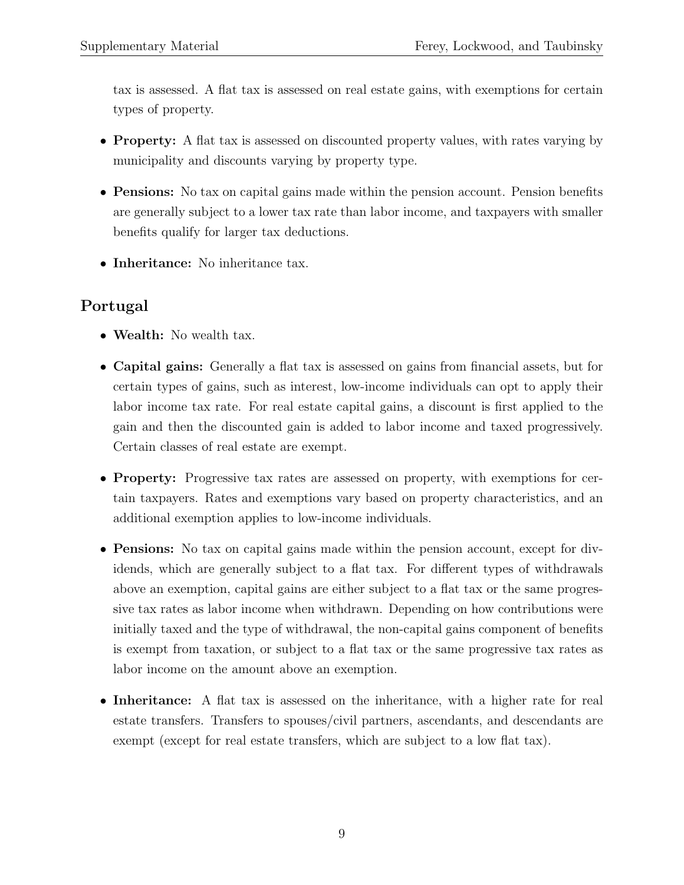tax is assessed. A flat tax is assessed on real estate gains, with exemptions for certain types of property.

- **Property:** A flat tax is assessed on discounted property values, with rates varying by municipality and discounts varying by property type.
- **Pensions:** No tax on capital gains made within the pension account. Pension benefits are generally subject to a lower tax rate than labor income, and taxpayers with smaller benefits qualify for larger tax deductions.
- **Inheritance:** No inheritance tax.

## Portugal

- **Wealth:** No wealth tax.
- **Capital gains:** Generally a flat tax is assessed on gains from financial assets, but for certain types of gains, such as interest, low-income individuals can opt to apply their labor income tax rate. For real estate capital gains, a discount is first applied to the gain and then the discounted gain is added to labor income and taxed progressively. Certain classes of real estate are exempt.
- **Property:** Progressive tax rates are assessed on property, with exemptions for certain taxpayers. Rates and exemptions vary based on property characteristics, and an additional exemption applies to low-income individuals.
- **Pensions:** No tax on capital gains made within the pension account, except for dividends, which are generally subject to a flat tax. For different types of withdrawals above an exemption, capital gains are either subject to a flat tax or the same progressive tax rates as labor income when withdrawn. Depending on how contributions were initially taxed and the type of withdrawal, the non-capital gains component of benefits is exempt from taxation, or subject to a flat tax or the same progressive tax rates as labor income on the amount above an exemption.
- **Inheritance:** A flat tax is assessed on the inheritance, with a higher rate for real estate transfers. Transfers to spouses/civil partners, ascendants, and descendants are exempt (except for real estate transfers, which are subject to a low flat tax).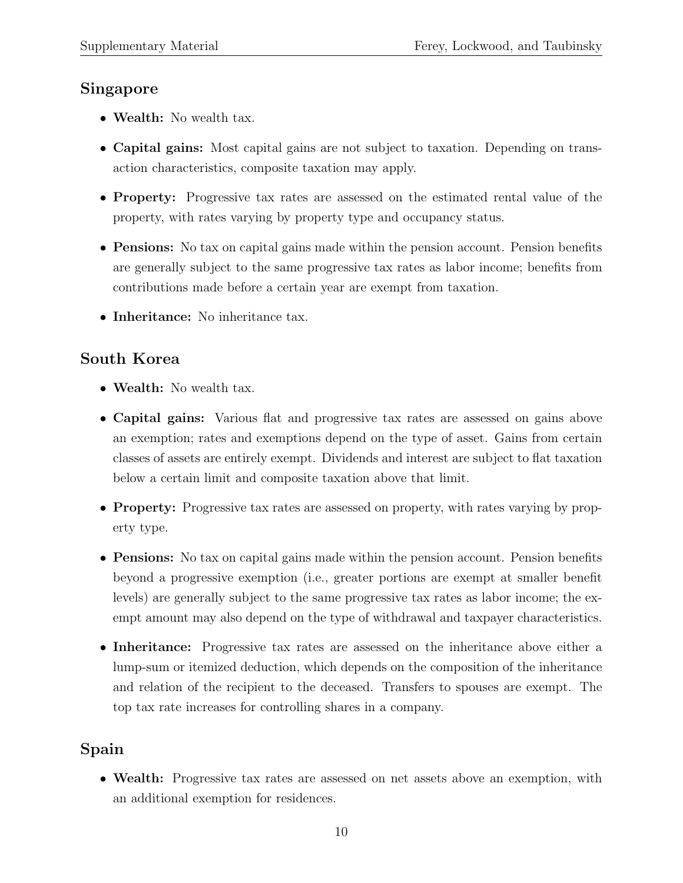## Singapore

- **Wealth:** No wealth tax.
- **Capital gains:** Most capital gains are not subject to taxation. Depending on transaction characteristics, composite taxation may apply.
- **Property:** Progressive tax rates are assessed on the estimated rental value of the property, with rates varying by property type and occupancy status.
- **Pensions:** No tax on capital gains made within the pension account. Pension benefits are generally subject to the same progressive tax rates as labor income; benefits from contributions made before a certain year are exempt from taxation.
- **Inheritance:** No inheritance tax.

## South Korea

- **Wealth:** No wealth tax.
- **Capital gains:** Various flat and progressive tax rates are assessed on gains above an exemption; rates and exemptions depend on the type of asset. Gains from certain classes of assets are entirely exempt. Dividends and interest are subject to flat taxation below a certain limit and composite taxation above that limit.
- **Property:** Progressive tax rates are assessed on property, with rates varying by property type.
- **Pensions:** No tax on capital gains made within the pension account. Pension benefits beyond a progressive exemption (i.e., greater portions are exempt at smaller benefit levels) are generally subject to the same progressive tax rates as labor income; the exempt amount may also depend on the type of withdrawal and taxpayer characteristics.
- **Inheritance:** Progressive tax rates are assessed on the inheritance above either a lump-sum or itemized deduction, which depends on the composition of the inheritance and relation of the recipient to the deceased. Transfers to spouses are exempt. The top tax rate increases for controlling shares in a company.

## Spain

- **Wealth:** Progressive tax rates are assessed on net assets above an exemption, with an additional exemption for residences.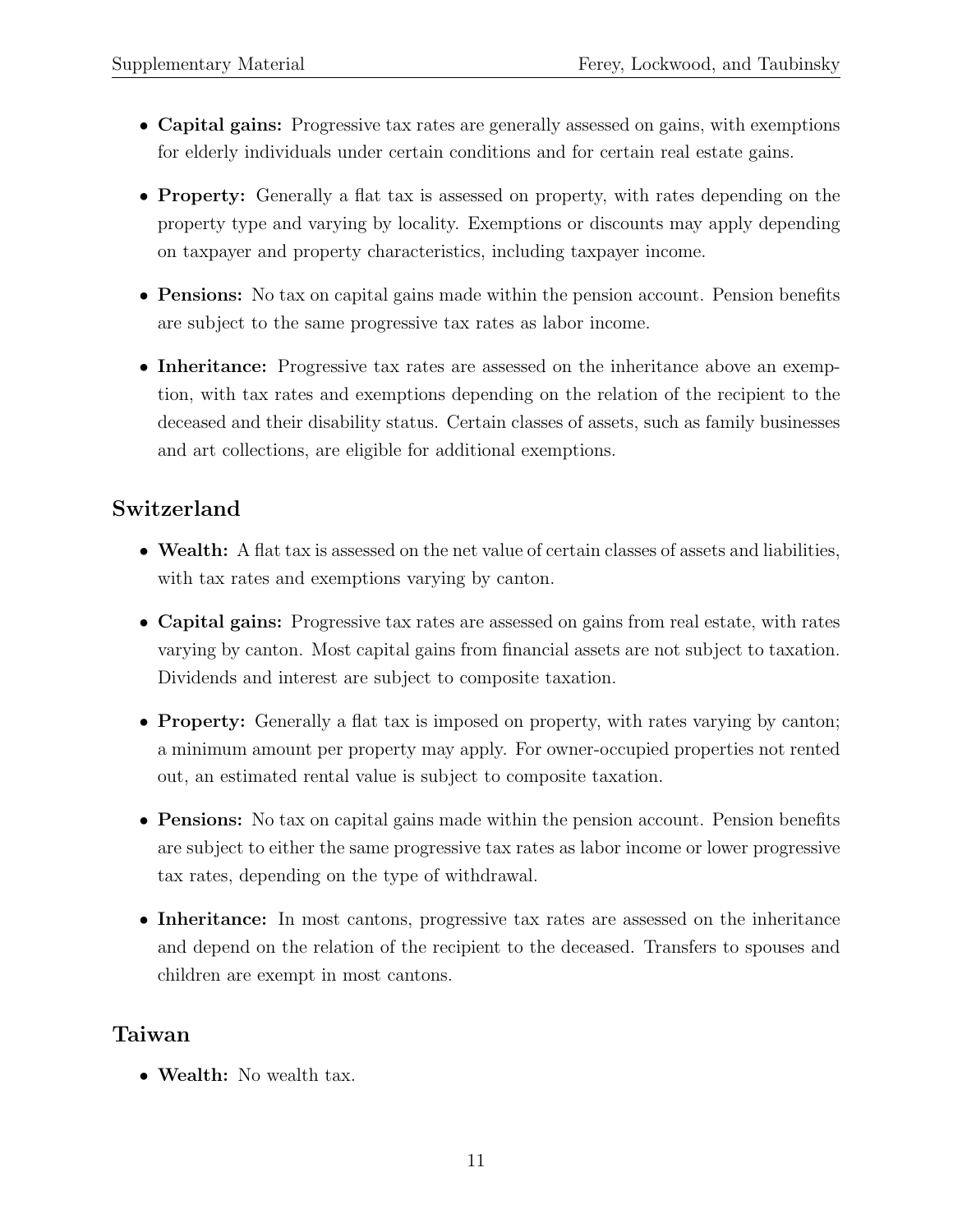- **Capital gains:** Progressive tax rates are generally assessed on gains, with exemptions for elderly individuals under certain conditions and for certain real estate gains.
- **Property:** Generally a flat tax is assessed on property, with rates depending on the property type and varying by locality. Exemptions or discounts may apply depending on taxpayer and property characteristics, including taxpayer income.
- **Pensions:** No tax on capital gains made within the pension account. Pension benefits are subject to the same progressive tax rates as labor income.
- **Inheritance:** Progressive tax rates are assessed on the inheritance above an exemption, with tax rates and exemptions depending on the relation of the recipient to the deceased and their disability status. Certain classes of assets, such as family businesses and art collections, are eligible for additional exemptions.

## Switzerland

- **Wealth:** A flat tax is assessed on the net value of certain classes of assets and liabilities, with tax rates and exemptions varying by canton.
- **Capital gains:** Progressive tax rates are assessed on gains from real estate, with rates varying by canton. Most capital gains from financial assets are not subject to taxation. Dividends and interest are subject to composite taxation.
- **Property:** Generally a flat tax is imposed on property, with rates varying by canton; a minimum amount per property may apply. For owner-occupied properties not rented out, an estimated rental value is subject to composite taxation.
- **Pensions:** No tax on capital gains made within the pension account. Pension benefits are subject to either the same progressive tax rates as labor income or lower progressive tax rates, depending on the type of withdrawal.
- **Inheritance:** In most cantons, progressive tax rates are assessed on the inheritance and depend on the relation of the recipient to the deceased. Transfers to spouses and children are exempt in most cantons.

## Taiwan

- **Wealth:** No wealth tax.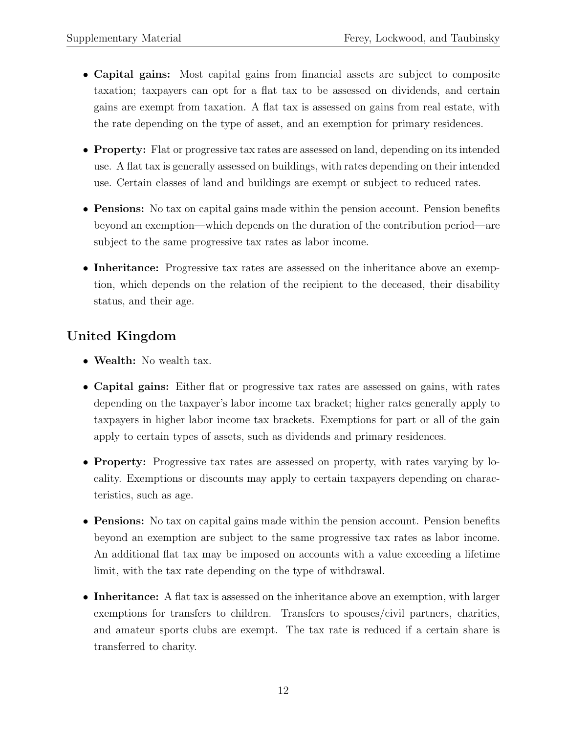- **Capital gains:** Most capital gains from financial assets are subject to composite taxation; taxpayers can opt for a flat tax to be assessed on dividends, and certain gains are exempt from taxation. A flat tax is assessed on gains from real estate, with the rate depending on the type of asset, and an exemption for primary residences.
- **Property:** Flat or progressive tax rates are assessed on land, depending on its intended use. A flat tax is generally assessed on buildings, with rates depending on their intended use. Certain classes of land and buildings are exempt or subject to reduced rates.
- **Pensions:** No tax on capital gains made within the pension account. Pension benefits beyond an exemption—which depends on the duration of the contribution period—are subject to the same progressive tax rates as labor income.
- **Inheritance:** Progressive tax rates are assessed on the inheritance above an exemption, which depends on the relation of the recipient to the deceased, their disability status, and their age.

## United Kingdom

- **Wealth:** No wealth tax.
- **Capital gains:** Either flat or progressive tax rates are assessed on gains, with rates depending on the taxpayer's labor income tax bracket; higher rates generally apply to taxpayers in higher labor income tax brackets. Exemptions for part or all of the gain apply to certain types of assets, such as dividends and primary residences.
- **Property:** Progressive tax rates are assessed on property, with rates varying by locality. Exemptions or discounts may apply to certain taxpayers depending on characteristics, such as age.
- **Pensions:** No tax on capital gains made within the pension account. Pension benefits beyond an exemption are subject to the same progressive tax rates as labor income. An additional flat tax may be imposed on accounts with a value exceeding a lifetime limit, with the tax rate depending on the type of withdrawal.
- **Inheritance:** A flat tax is assessed on the inheritance above an exemption, with larger exemptions for transfers to children. Transfers to spouses/civil partners, charities, and amateur sports clubs are exempt. The tax rate is reduced if a certain share is transferred to charity.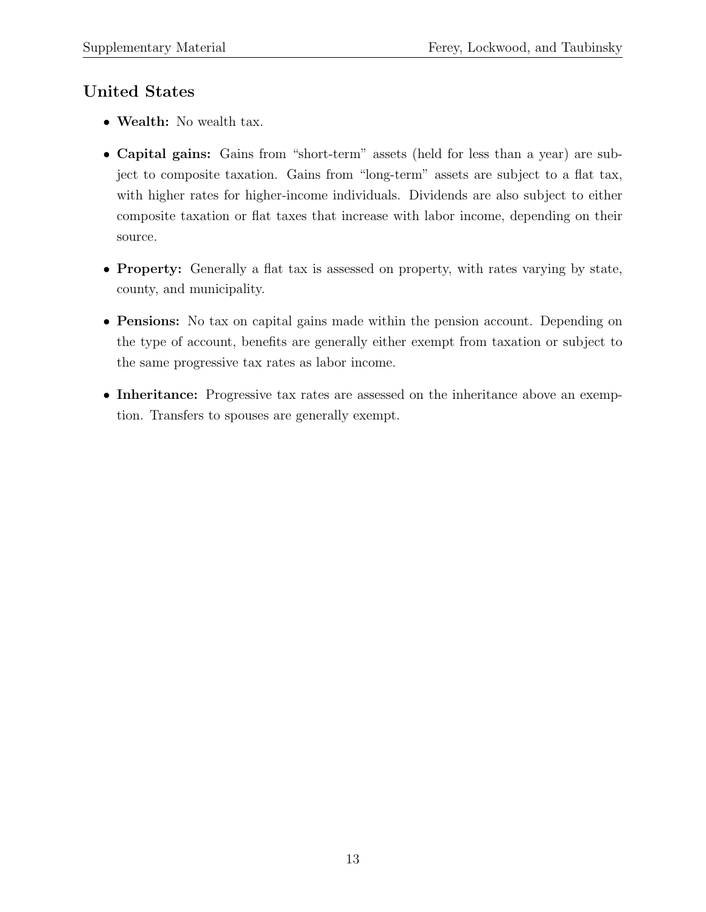## United States

- **Wealth:** No wealth tax.
- **Capital gains:** Gains from "short-term" assets (held for less than a year) are subject to composite taxation. Gains from "long-term" assets are subject to a flat tax, with higher rates for higher-income individuals. Dividends are also subject to either composite taxation or flat taxes that increase with labor income, depending on their source.
- **Property:** Generally a flat tax is assessed on property, with rates varying by state, county, and municipality.
- **Pensions:** No tax on capital gains made within the pension account. Depending on the type of account, benefits are generally either exempt from taxation or subject to the same progressive tax rates as labor income.
- **Inheritance:** Progressive tax rates are assessed on the inheritance above an exemption. Transfers to spouses are generally exempt.